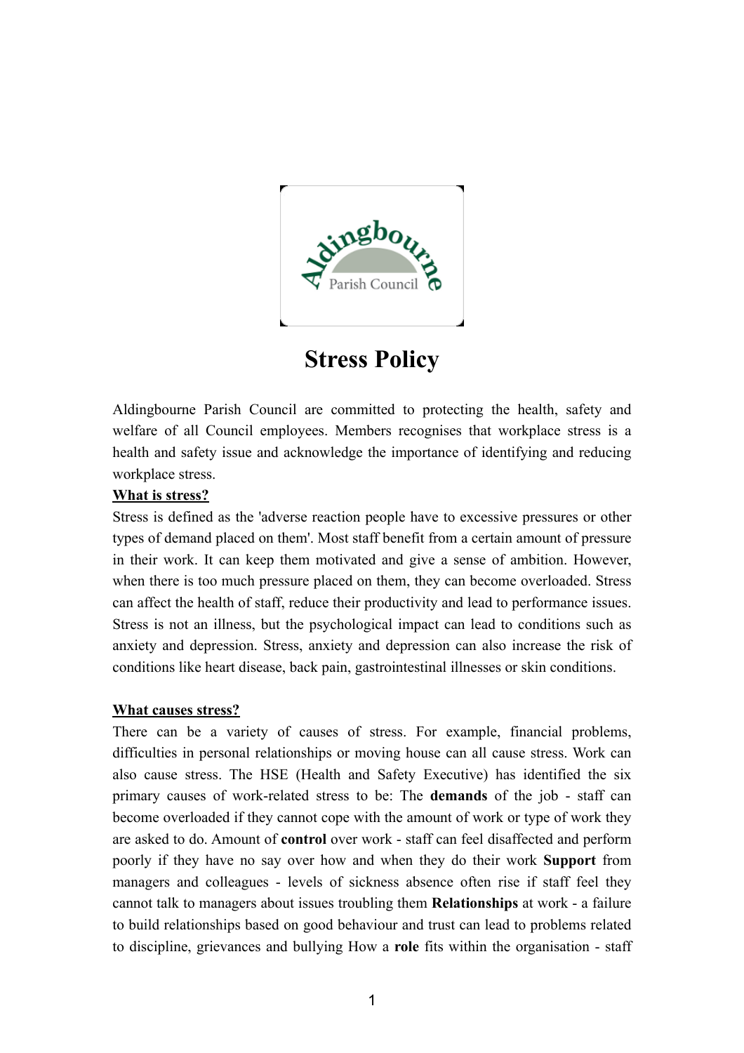# Stress Policy

Aldingbourne Parish Council are committed to protecting the health, safety and welfare of all Council employees. Members recognises that workplace stress is a health and safety issue and acknowledge the importance of identifying and reducing workplace stress.

**What is stress?**

Stress is defined as the 'adverse reaction people have to excessive pressures or other types of demand placed on them'. Most staff benefit from a certain amount of pressure in their work. It can keep them motivated and give a sense of ambition. However, when there is too much pressure placed on them, they can become overloaded. Stress can affect the health of staff, reduce their productivity and lead to performance issues. Stress is not an illness, but the psychological impact can lead to conditions such as anxiety and depression. Stress, anxiety and depression can also increase the risk of conditions like heart disease, back pain, gastrointestinal illnesses or skin conditions.

**What causes stress?**

There can be a variety of causes of stress. For example, financial problems, difficulties in personal relationships or moving house can all cause stress. Work can also cause stress. The HSE (Health and Safety Executive) has identified the six primary causes of work-related stress to be: The **demands** of the job - staff can become overloaded if they cannot cope with the amount of work or type of work they are asked to do. Amount of **control** over work - staff can feel disaffected and perform poorly if they have no say over how and when they do their work **Support** from managers and colleagues - levels of sickness absence often rise if staff feel they cannot talk to managers about issues troubling them **Relationships** at work - a failure to build relationships based on good behaviour and trust can lead to problems related to discipline, grievances and bullying How a **role** fits within the organisation - staff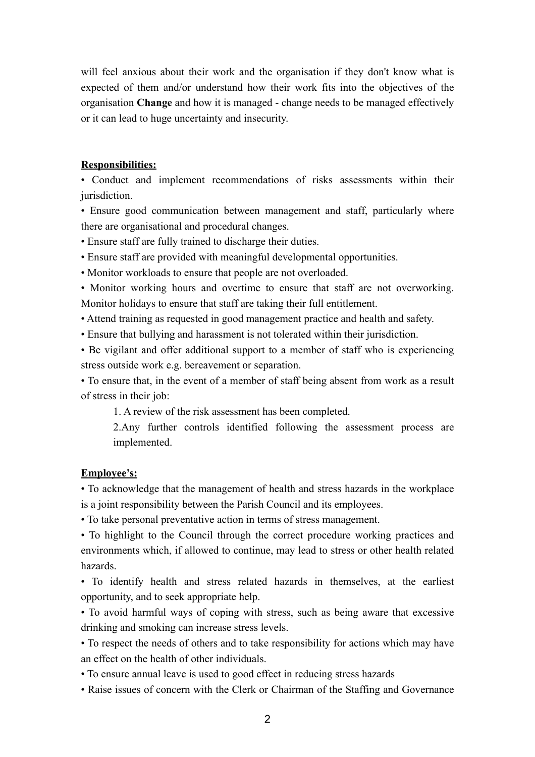will feel anxious about their work and the organisation if they don't know what is expected of them and/or understand how their work fits into the objectives of the organisation **Change** and how it is managed - change needs to be managed effectively or it can lead to huge uncertainty and insecurity.

**Responsibilities:**

- Conduct and implement recommendations of risks assessments within their jurisdiction.
- Ensure good communication between management and staff, particularly where there are organisational and procedural changes.
- Ensure staff are fully trained to discharge their duties.
- Ensure staff are provided with meaningful developmental opportunities.
- Monitor workloads to ensure that people are not overloaded.
- Monitor working hours and overtime to ensure that staff are not overworking. Monitor holidays to ensure that staff are taking their full entitlement.
- Attend training as requested in good management practice and health and safety.
- Ensure that bullying and harassment is not tolerated within their jurisdiction.
- Be vigilant and offer additional support to a member of staff who is experiencing stress outside work e.g. bereavement or separation.
- To ensure that, in the event of a member of staff being absent from work as a result of stress in their job:
    1. A review of the risk assessment has been completed.
    2. Any further controls identified following the assessment process are implemented.

**Employee's:**

- To acknowledge that the management of health and stress hazards in the workplace is a joint responsibility between the Parish Council and its employees.
- To take personal preventative action in terms of stress management.
- To highlight to the Council through the correct procedure working practices and environments which, if allowed to continue, may lead to stress or other health related hazards.
- To identify health and stress related hazards in themselves, at the earliest opportunity, and to seek appropriate help.
- To avoid harmful ways of coping with stress, such as being aware that excessive drinking and smoking can increase stress levels.
- To respect the needs of others and to take responsibility for actions which may have an effect on the health of other individuals.
- To ensure annual leave is used to good effect in reducing stress hazards
- Raise issues of concern with the Clerk or Chairman of the Staffing and Governance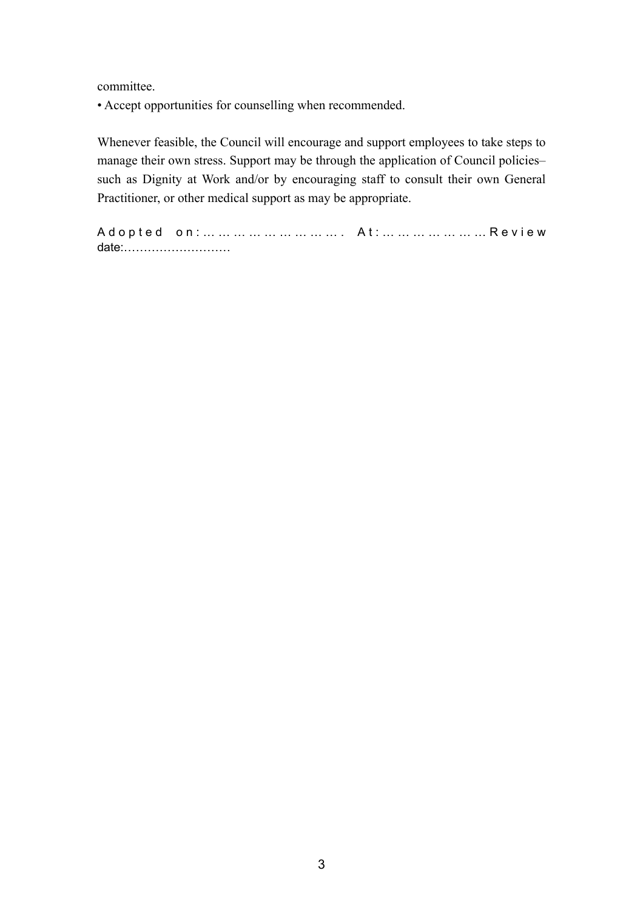committee.

• Accept opportunities for counselling when recommended.

Whenever feasible, the Council will encourage and support employees to take steps to manage their own stress. Support may be through the application of Council policies– such as Dignity at Work and/or by encouraging staff to consult their own General Practitioner, or other medical support as may be appropriate.

Adopted on:……………………………. At:…………………… Review date:………………………